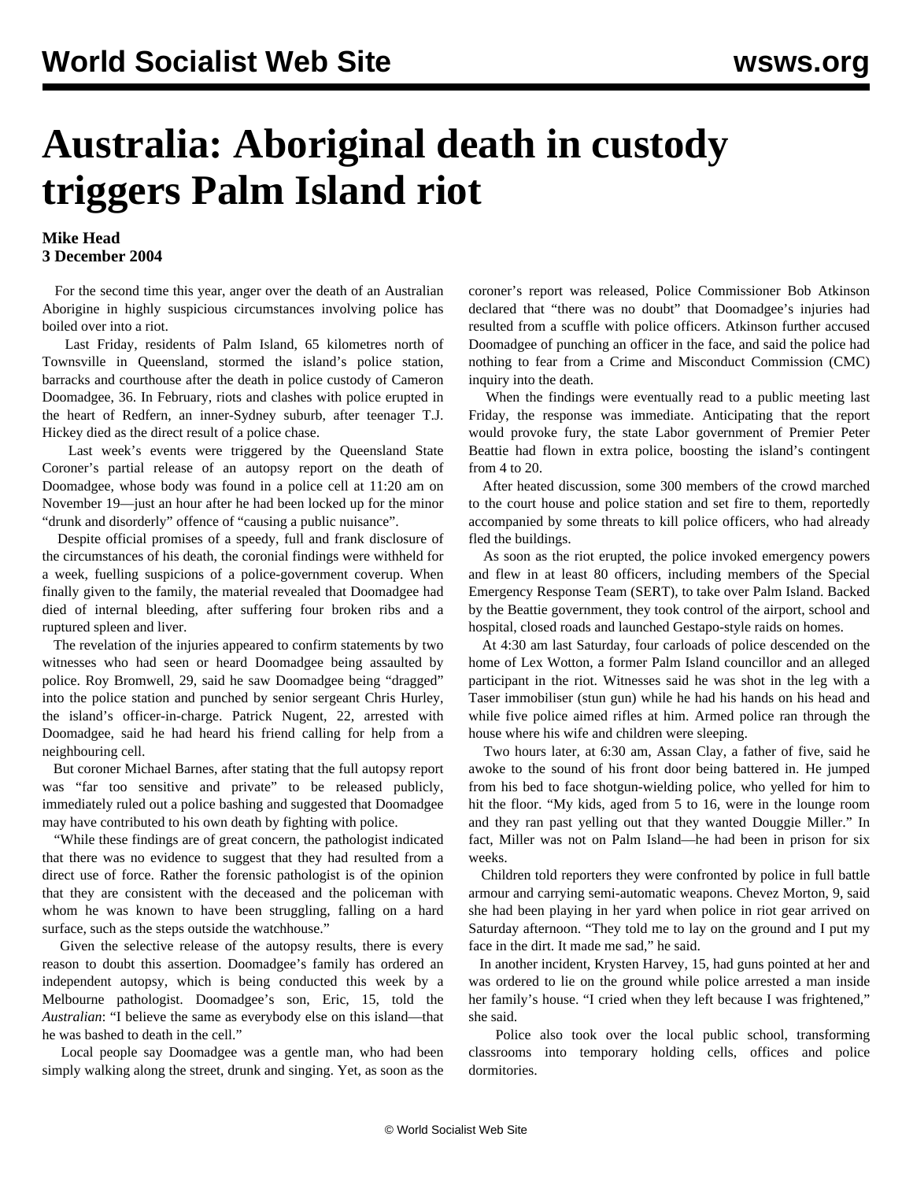# Australia: Aboriginal death in custody triggers Palm Island riot

**Mike Head**
**3 December 2004**

For the second time this year, anger over the death of an Australian Aborigine in highly suspicious circumstances involving police has boiled over into a riot.

Last Friday, residents of Palm Island, 65 kilometres north of Townsville in Queensland, stormed the island's police station, barracks and courthouse after the death in police custody of Cameron Doomadgee, 36. In February, riots and clashes with police erupted in the heart of Redfern, an inner-Sydney suburb, after teenager T.J. Hickey died as the direct result of a police chase.

Last week's events were triggered by the Queensland State Coroner's partial release of an autopsy report on the death of Doomadgee, whose body was found in a police cell at 11:20 am on November 19—just an hour after he had been locked up for the minor "drunk and disorderly" offence of "causing a public nuisance".

Despite official promises of a speedy, full and frank disclosure of the circumstances of his death, the coronial findings were withheld for a week, fuelling suspicions of a police-government coverup. When finally given to the family, the material revealed that Doomadgee had died of internal bleeding, after suffering four broken ribs and a ruptured spleen and liver.

The revelation of the injuries appeared to confirm statements by two witnesses who had seen or heard Doomadgee being assaulted by police. Roy Bromwell, 29, said he saw Doomadgee being "dragged" into the police station and punched by senior sergeant Chris Hurley, the island's officer-in-charge. Patrick Nugent, 22, arrested with Doomadgee, said he had heard his friend calling for help from a neighbouring cell.

But coroner Michael Barnes, after stating that the full autopsy report was "far too sensitive and private" to be released publicly, immediately ruled out a police bashing and suggested that Doomadgee may have contributed to his own death by fighting with police.

"While these findings are of great concern, the pathologist indicated that there was no evidence to suggest that they had resulted from a direct use of force. Rather the forensic pathologist is of the opinion that they are consistent with the deceased and the policeman with whom he was known to have been struggling, falling on a hard surface, such as the steps outside the watchhouse."

Given the selective release of the autopsy results, there is every reason to doubt this assertion. Doomadgee's family has ordered an independent autopsy, which is being conducted this week by a Melbourne pathologist. Doomadgee's son, Eric, 15, told the *Australian*: "I believe the same as everybody else on this island—that he was bashed to death in the cell."

Local people say Doomadgee was a gentle man, who had been simply walking along the street, drunk and singing. Yet, as soon as the coroner's report was released, Police Commissioner Bob Atkinson declared that "there was no doubt" that Doomadgee's injuries had resulted from a scuffle with police officers. Atkinson further accused Doomadgee of punching an officer in the face, and said the police had nothing to fear from a Crime and Misconduct Commission (CMC) inquiry into the death.

When the findings were eventually read to a public meeting last Friday, the response was immediate. Anticipating that the report would provoke fury, the state Labor government of Premier Peter Beattie had flown in extra police, boosting the island's contingent from 4 to 20.

After heated discussion, some 300 members of the crowd marched to the court house and police station and set fire to them, reportedly accompanied by some threats to kill police officers, who had already fled the buildings.

As soon as the riot erupted, the police invoked emergency powers and flew in at least 80 officers, including members of the Special Emergency Response Team (SERT), to take over Palm Island. Backed by the Beattie government, they took control of the airport, school and hospital, closed roads and launched Gestapo-style raids on homes.

At 4:30 am last Saturday, four carloads of police descended on the home of Lex Wotton, a former Palm Island councillor and an alleged participant in the riot. Witnesses said he was shot in the leg with a Taser immobiliser (stun gun) while he had his hands on his head and while five police aimed rifles at him. Armed police ran through the house where his wife and children were sleeping.

Two hours later, at 6:30 am, Assan Clay, a father of five, said he awoke to the sound of his front door being battered in. He jumped from his bed to face shotgun-wielding police, who yelled for him to hit the floor. "My kids, aged from 5 to 16, were in the lounge room and they ran past yelling out that they wanted Douggie Miller." In fact, Miller was not on Palm Island—he had been in prison for six weeks.

Children told reporters they were confronted by police in full battle armour and carrying semi-automatic weapons. Chevez Morton, 9, said she had been playing in her yard when police in riot gear arrived on Saturday afternoon. "They told me to lay on the ground and I put my face in the dirt. It made me sad," he said.

In another incident, Krysten Harvey, 15, had guns pointed at her and was ordered to lie on the ground while police arrested a man inside her family's house. "I cried when they left because I was frightened," she said.

Police also took over the local public school, transforming classrooms into temporary holding cells, offices and police dormitories.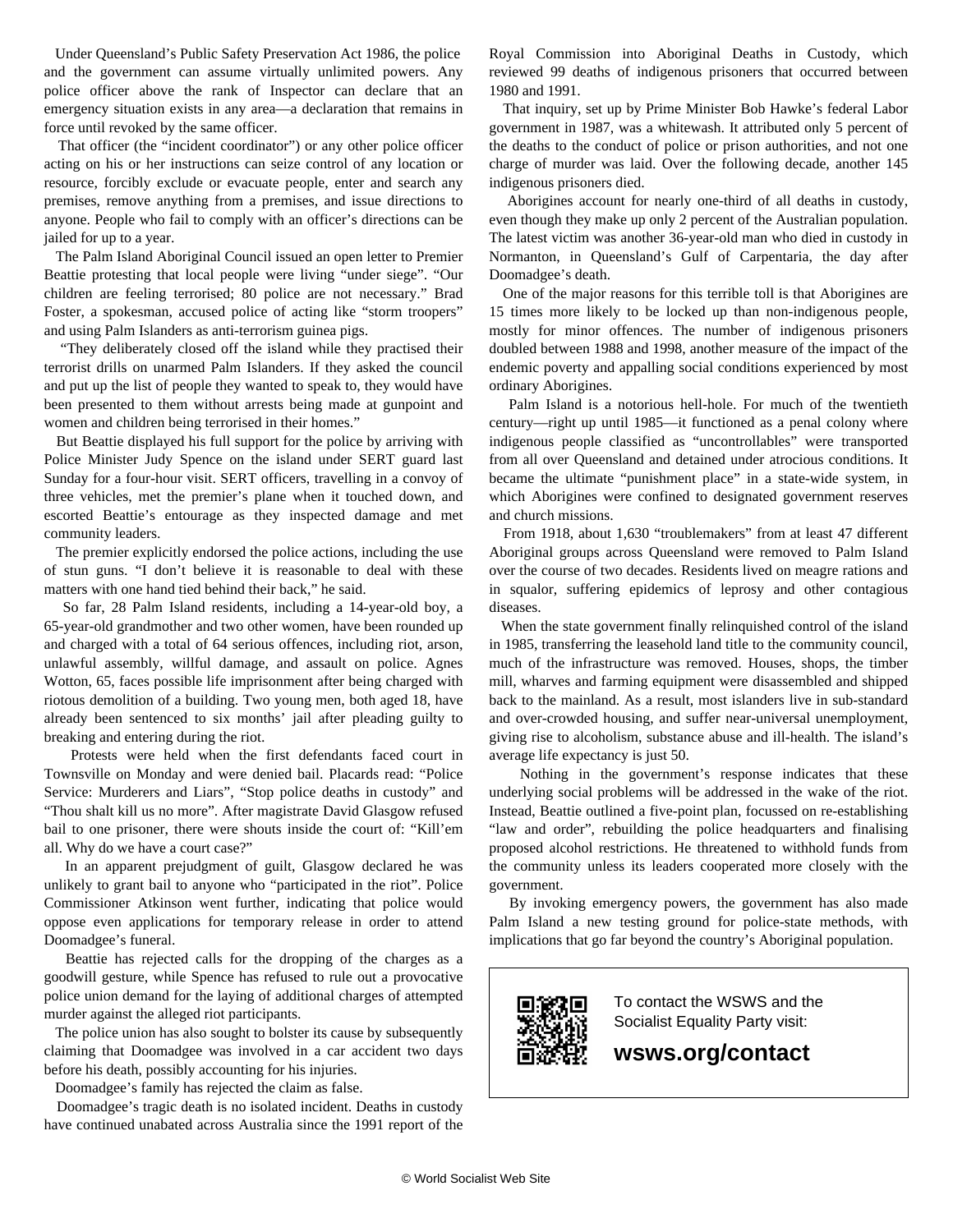Under Queensland's Public Safety Preservation Act 1986, the police and the government can assume virtually unlimited powers. Any police officer above the rank of Inspector can declare that an emergency situation exists in any area—a declaration that remains in force until revoked by the same officer.

That officer (the "incident coordinator") or any other police officer acting on his or her instructions can seize control of any location or resource, forcibly exclude or evacuate people, enter and search any premises, remove anything from a premises, and issue directions to anyone. People who fail to comply with an officer's directions can be jailed for up to a year.

The Palm Island Aboriginal Council issued an open letter to Premier Beattie protesting that local people were living "under siege". "Our children are feeling terrorised; 80 police are not necessary." Brad Foster, a spokesman, accused police of acting like "storm troopers" and using Palm Islanders as anti-terrorism guinea pigs.

"They deliberately closed off the island while they practised their terrorist drills on unarmed Palm Islanders. If they asked the council and put up the list of people they wanted to speak to, they would have been presented to them without arrests being made at gunpoint and women and children being terrorised in their homes."

But Beattie displayed his full support for the police by arriving with Police Minister Judy Spence on the island under SERT guard last Sunday for a four-hour visit. SERT officers, travelling in a convoy of three vehicles, met the premier's plane when it touched down, and escorted Beattie's entourage as they inspected damage and met community leaders.

The premier explicitly endorsed the police actions, including the use of stun guns. "I don't believe it is reasonable to deal with these matters with one hand tied behind their back," he said.

So far, 28 Palm Island residents, including a 14-year-old boy, a 65-year-old grandmother and two other women, have been rounded up and charged with a total of 64 serious offences, including riot, arson, unlawful assembly, willful damage, and assault on police. Agnes Wotton, 65, faces possible life imprisonment after being charged with riotous demolition of a building. Two young men, both aged 18, have already been sentenced to six months' jail after pleading guilty to breaking and entering during the riot.

Protests were held when the first defendants faced court in Townsville on Monday and were denied bail. Placards read: "Police Service: Murderers and Liars", "Stop police deaths in custody" and "Thou shalt kill us no more". After magistrate David Glasgow refused bail to one prisoner, there were shouts inside the court of: "Kill'em all. Why do we have a court case?"

In an apparent prejudgment of guilt, Glasgow declared he was unlikely to grant bail to anyone who "participated in the riot". Police Commissioner Atkinson went further, indicating that police would oppose even applications for temporary release in order to attend Doomadgee's funeral.

Beattie has rejected calls for the dropping of the charges as a goodwill gesture, while Spence has refused to rule out a provocative police union demand for the laying of additional charges of attempted murder against the alleged riot participants.

The police union has also sought to bolster its cause by subsequently claiming that Doomadgee was involved in a car accident two days before his death, possibly accounting for his injuries.

Doomadgee's family has rejected the claim as false.

Doomadgee's tragic death is no isolated incident. Deaths in custody have continued unabated across Australia since the 1991 report of the Royal Commission into Aboriginal Deaths in Custody, which reviewed 99 deaths of indigenous prisoners that occurred between 1980 and 1991.

That inquiry, set up by Prime Minister Bob Hawke's federal Labor government in 1987, was a whitewash. It attributed only 5 percent of the deaths to the conduct of police or prison authorities, and not one charge of murder was laid. Over the following decade, another 145 indigenous prisoners died.

Aborigines account for nearly one-third of all deaths in custody, even though they make up only 2 percent of the Australian population. The latest victim was another 36-year-old man who died in custody in Normanton, in Queensland's Gulf of Carpentaria, the day after Doomadgee's death.

One of the major reasons for this terrible toll is that Aborigines are 15 times more likely to be locked up than non-indigenous people, mostly for minor offences. The number of indigenous prisoners doubled between 1988 and 1998, another measure of the impact of the endemic poverty and appalling social conditions experienced by most ordinary Aborigines.

Palm Island is a notorious hell-hole. For much of the twentieth century—right up until 1985—it functioned as a penal colony where indigenous people classified as "uncontrollables" were transported from all over Queensland and detained under atrocious conditions. It became the ultimate "punishment place" in a state-wide system, in which Aborigines were confined to designated government reserves and church missions.

From 1918, about 1,630 "troublemakers" from at least 47 different Aboriginal groups across Queensland were removed to Palm Island over the course of two decades. Residents lived on meagre rations and in squalor, suffering epidemics of leprosy and other contagious diseases.

When the state government finally relinquished control of the island in 1985, transferring the leasehold land title to the community council, much of the infrastructure was removed. Houses, shops, the timber mill, wharves and farming equipment were disassembled and shipped back to the mainland. As a result, most islanders live in sub-standard and over-crowded housing, and suffer near-universal unemployment, giving rise to alcoholism, substance abuse and ill-health. The island's average life expectancy is just 50.

Nothing in the government's response indicates that these underlying social problems will be addressed in the wake of the riot. Instead, Beattie outlined a five-point plan, focussed on re-establishing "law and order", rebuilding the police headquarters and finalising proposed alcohol restrictions. He threatened to withhold funds from the community unless its leaders cooperated more closely with the government.

By invoking emergency powers, the government has also made Palm Island a new testing ground for police-state methods, with implications that go far beyond the country's Aboriginal population.

To contact the WSWS and the Socialist Equality Party visit:

**wsws.org/contact**